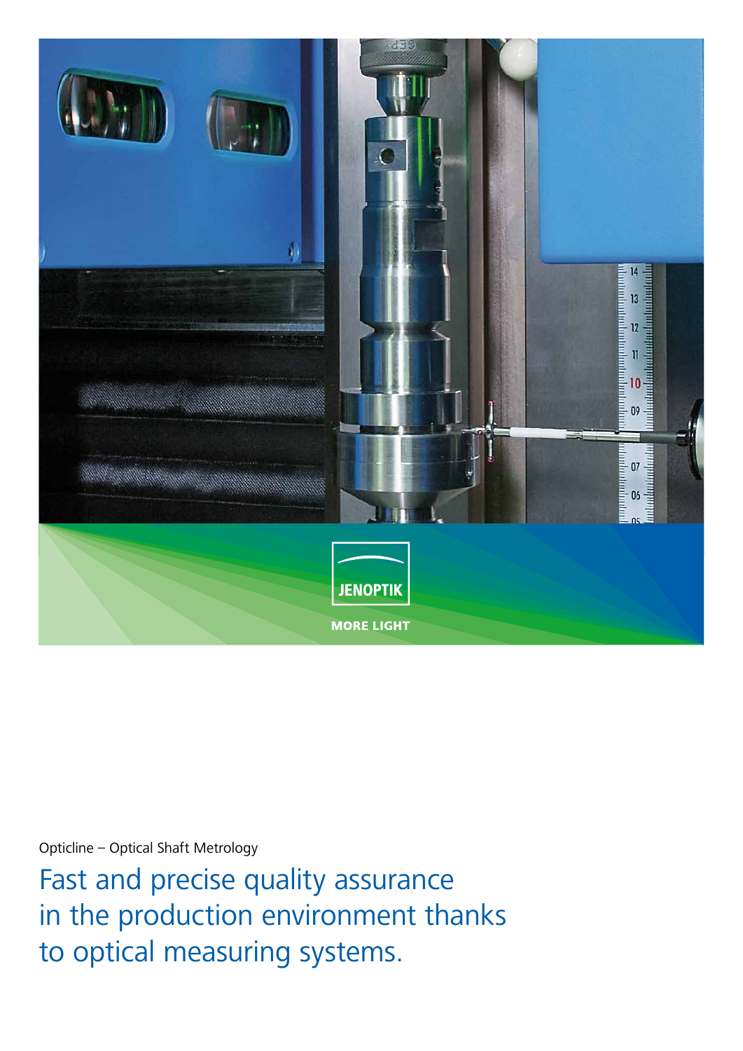JENOPTIK

MORE LIGHT

Opticline – Optical Shaft Metrology

# Fast and precise quality assurance in the production environment thanks to optical measuring systems.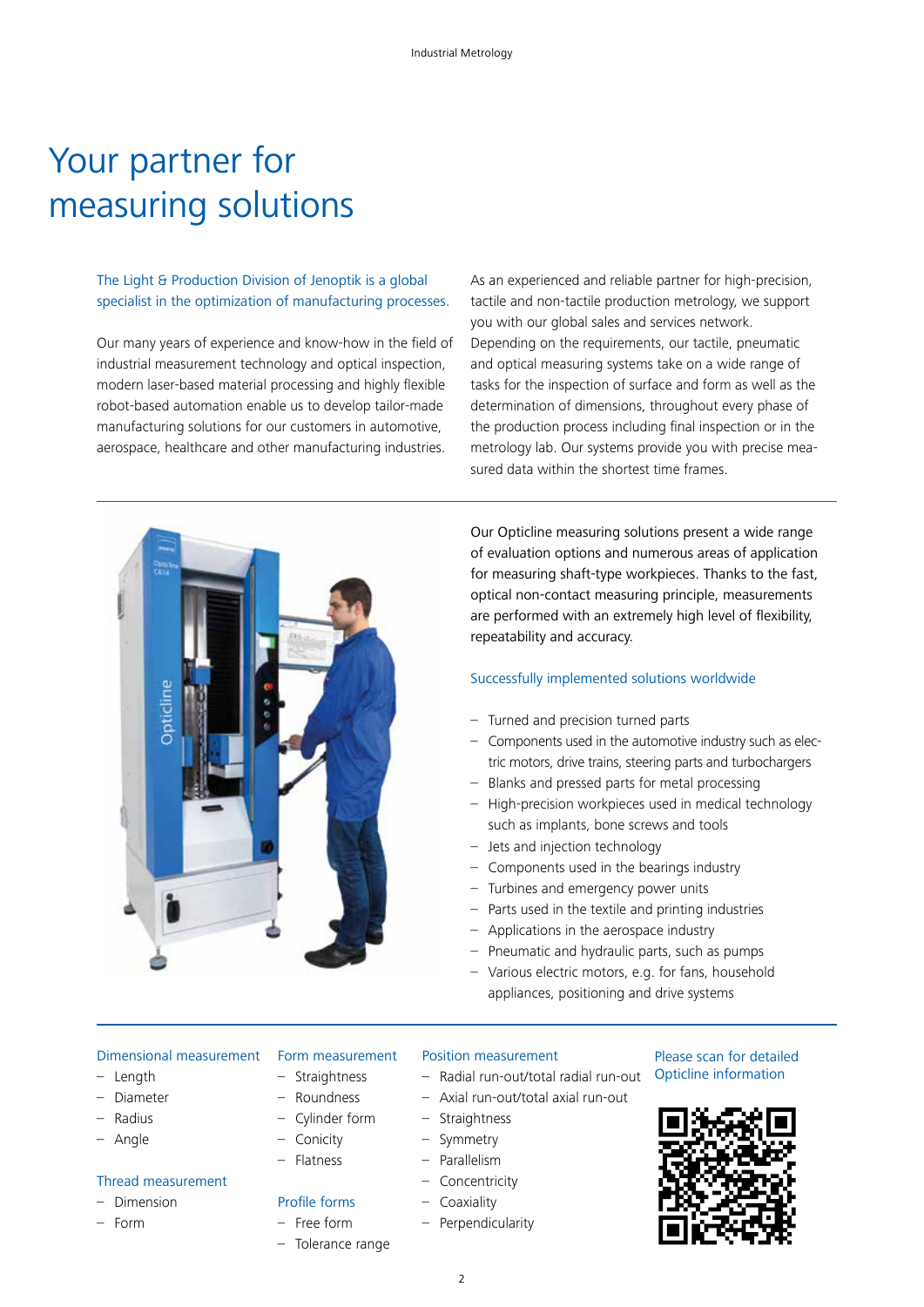# Your partner for measuring solutions

The Light & Production Division of Jenoptik is a global specialist in the optimization of manufacturing processes.

Our many years of experience and know-how in the field of industrial measurement technology and optical inspection, modern laser-based material processing and highly flexible robot-based automation enable us to develop tailor-made manufacturing solutions for our customers in automotive, aerospace, healthcare and other manufacturing industries.

As an experienced and reliable partner for high-precision, tactile and non-tactile production metrology, we support you with our global sales and services network. Depending on the requirements, our tactile, pneumatic and optical measuring systems take on a wide range of tasks for the inspection of surface and form as well as the determination of dimensions, throughout every phase of the production process including final inspection or in the metrology lab. Our systems provide you with precise measured data within the shortest time frames.

Our Opticline measuring solutions present a wide range of evaluation options and numerous areas of application for measuring shaft-type workpieces. Thanks to the fast, optical non-contact measuring principle, measurements are performed with an extremely high level of flexibility, repeatability and accuracy.

## Successfully implemented solutions worldwide

- Turned and precision turned parts
- Components used in the automotive industry such as electric motors, drive trains, steering parts and turbochargers
- Blanks and pressed parts for metal processing
- High-precision workpieces used in medical technology such as implants, bone screws and tools
- Jets and injection technology
- Components used in the bearings industry
- Turbines and emergency power units
- Parts used in the textile and printing industries
- Applications in the aerospace industry
- Pneumatic and hydraulic parts, such as pumps
- Various electric motors, e.g. for fans, household appliances, positioning and drive systems

### Dimensional measurement

- Length
- Diameter
- Radius
- Angle

### Thread measurement

- Dimension
- Form

### Form measurement

- Straightness
- Roundness
- Cylinder form
- Conicity
- Flatness

### Profile forms

- Free form
- Tolerance range

### Position measurement

- Radial run-out/total radial run-out
- Axial run-out/total axial run-out
- Straightness
- Symmetry
- Parallelism
- Concentricity
- Coaxiality
- Perpendicularity

Please scan for detailed Opticline information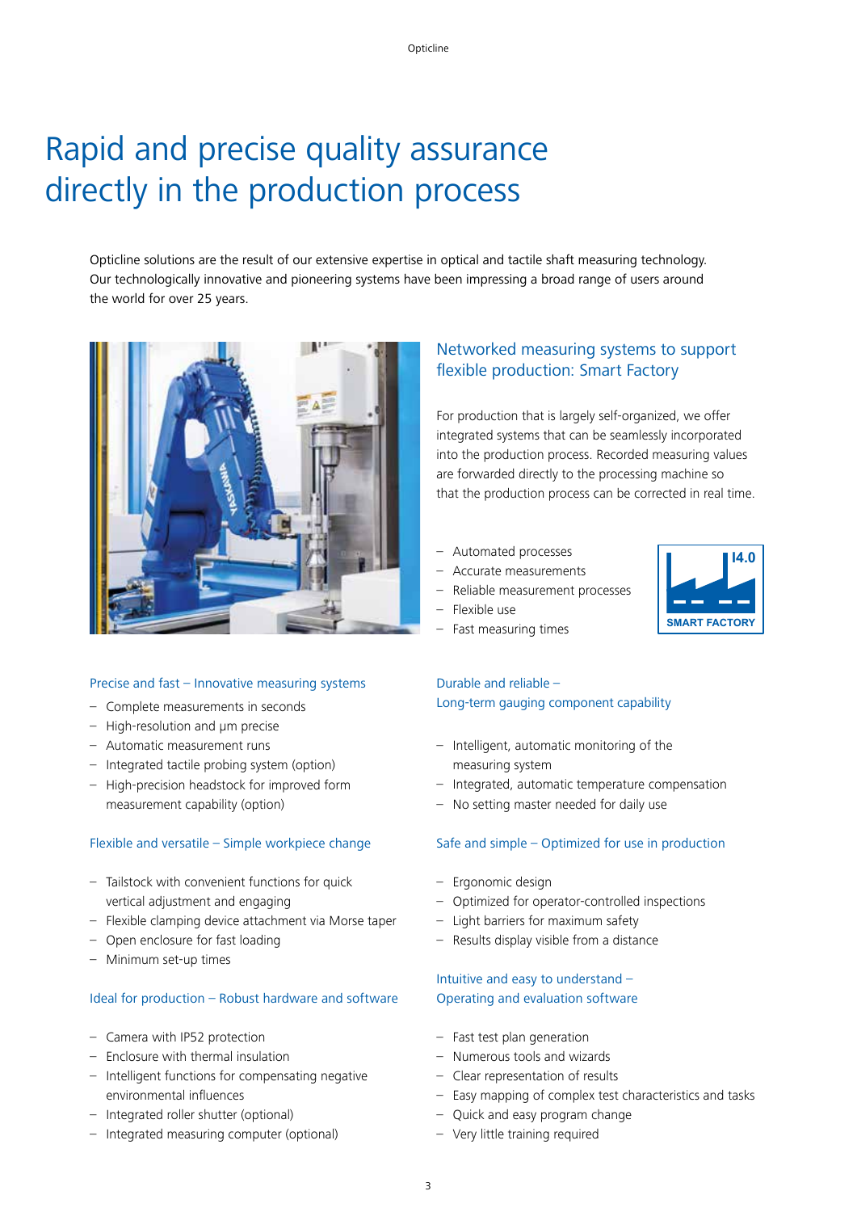# Rapid and precise quality assurance directly in the production process

Opticline solutions are the result of our extensive expertise in optical and tactile shaft measuring technology. Our technologically innovative and pioneering systems have been impressing a broad range of users around the world for over 25 years.

## Networked measuring systems to support flexible production: Smart Factory

For production that is largely self-organized, we offer integrated systems that can be seamlessly incorporated into the production process. Recorded measuring values are forwarded directly to the processing machine so that the production process can be corrected in real time.

- Automated processes
- Accurate measurements
- Reliable measurement processes
- Flexible use
- Fast measuring times

I4.0
SMART FACTORY

### Precise and fast – Innovative measuring systems

- Complete measurements in seconds
- High-resolution and µm precise
- Automatic measurement runs
- Integrated tactile probing system (option)
- High-precision headstock for improved form measurement capability (option)

### Flexible and versatile – Simple workpiece change

- Tailstock with convenient functions for quick vertical adjustment and engaging
- Flexible clamping device attachment via Morse taper
- Open enclosure for fast loading
- Minimum set-up times

### Ideal for production – Robust hardware and software

- Camera with IP52 protection
- Enclosure with thermal insulation
- Intelligent functions for compensating negative environmental influences
- Integrated roller shutter (optional)
- Integrated measuring computer (optional)

### Durable and reliable – Long-term gauging component capability

- Intelligent, automatic monitoring of the measuring system
- Integrated, automatic temperature compensation
- No setting master needed for daily use

### Safe and simple – Optimized for use in production

- Ergonomic design
- Optimized for operator-controlled inspections
- Light barriers for maximum safety
- Results display visible from a distance

### Intuitive and easy to understand – Operating and evaluation software

- Fast test plan generation
- Numerous tools and wizards
- Clear representation of results
- Easy mapping of complex test characteristics and tasks
- Quick and easy program change
- Very little training required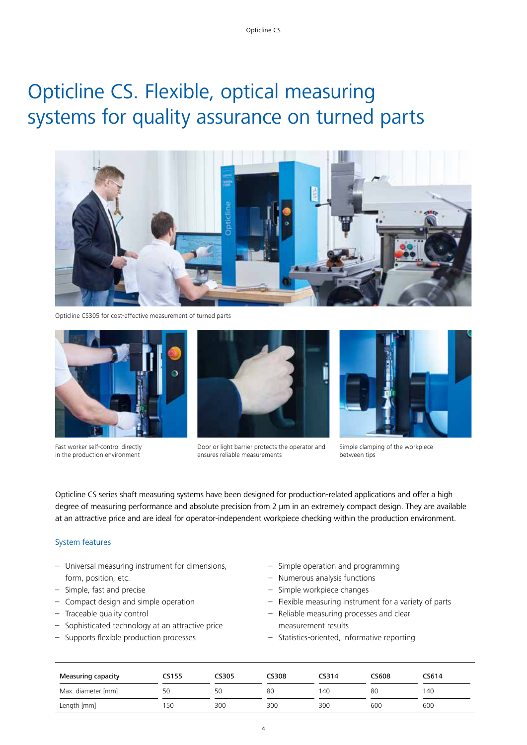// Opticline CS

# Opticline CS. Flexible, optical measuring systems for quality assurance on turned parts

Opticline CS305 for cost-effective measurement of turned parts

Fast worker self-control directly in the production environment

Door or light barrier protects the operator and ensures reliable measurements

Simple clamping of the workpiece between tips

Opticline CS series shaft measuring systems have been designed for production-related applications and offer a high degree of measuring performance and absolute precision from 2 µm in an extremely compact design. They are available at an attractive price and are ideal for operator-independent workpiece checking within the production environment.

## System features

- Universal measuring instrument for dimensions, form, position, etc.
- Simple, fast and precise
- Compact design and simple operation
- Traceable quality control
- Sophisticated technology at an attractive price
- Supports flexible production processes
- Simple operation and programming
- Numerous analysis functions
- Simple workpiece changes
- Flexible measuring instrument for a variety of parts
- Reliable measuring processes and clear measurement results
- Statistics-oriented, informative reporting

| Measuring capacity | CS155 | CS305 | CS308 | CS314 | CS608 | CS614 |
|---|---|---|---|---|---|---|
| Max. diameter [mm] | 50 | 50 | 80 | 140 | 80 | 140 |
| Length [mm] | 150 | 300 | 300 | 300 | 600 | 600 |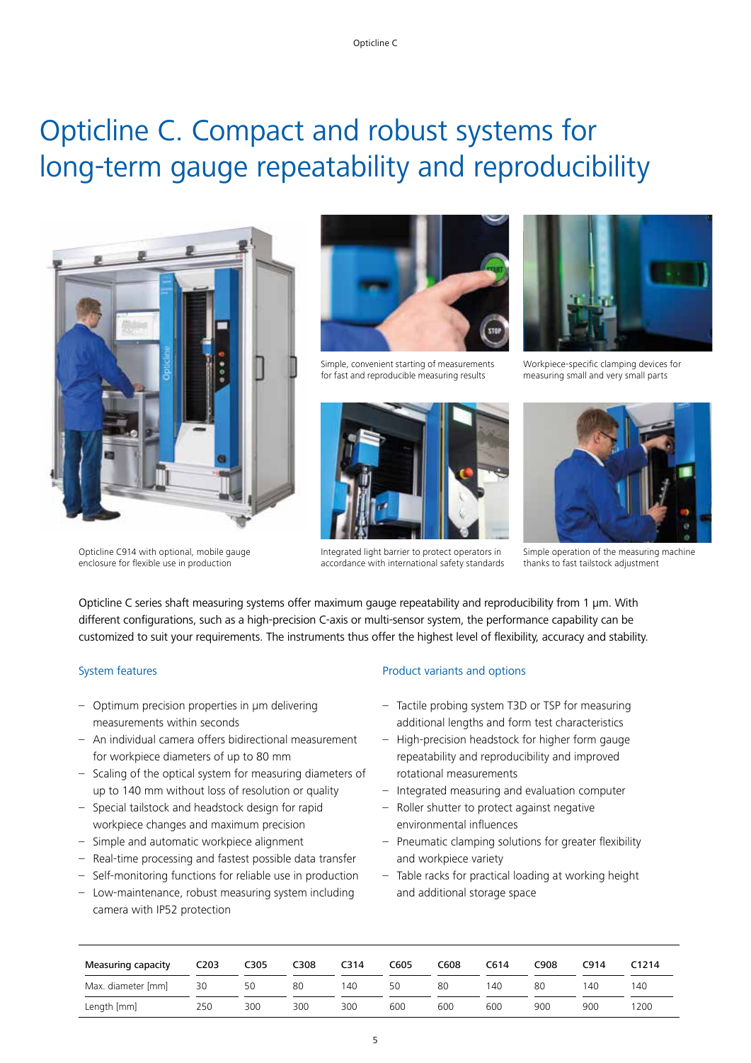# Opticline C. Compact and robust systems for long-term gauge repeatability and reproducibility

Opticline C914 with optional, mobile gauge enclosure for flexible use in production

Simple, convenient starting of measurements for fast and reproducible measuring results

Workpiece-specific clamping devices for measuring small and very small parts

Integrated light barrier to protect operators in accordance with international safety standards

Simple operation of the measuring machine thanks to fast tailstock adjustment

Opticline C series shaft measuring systems offer maximum gauge repeatability and reproducibility from 1 µm. With different configurations, such as a high-precision C-axis or multi-sensor system, the performance capability can be customized to suit your requirements. The instruments thus offer the highest level of flexibility, accuracy and stability.

### System features

- Optimum precision properties in µm delivering measurements within seconds
- An individual camera offers bidirectional measurement for workpiece diameters of up to 80 mm
- Scaling of the optical system for measuring diameters of up to 140 mm without loss of resolution or quality
- Special tailstock and headstock design for rapid workpiece changes and maximum precision
- Simple and automatic workpiece alignment
- Real-time processing and fastest possible data transfer
- Self-monitoring functions for reliable use in production
- Low-maintenance, robust measuring system including camera with IP52 protection

### Product variants and options

- Tactile probing system T3D or TSP for measuring additional lengths and form test characteristics
- High-precision headstock for higher form gauge repeatability and reproducibility and improved rotational measurements
- Integrated measuring and evaluation computer
- Roller shutter to protect against negative environmental influences
- Pneumatic clamping solutions for greater flexibility and workpiece variety
- Table racks for practical loading at working height and additional storage space

| Measuring capacity | C203 | C305 | C308 | C314 | C605 | C608 | C614 | C908 | C914 | C1214 |
|---|---|---|---|---|---|---|---|---|---|---|
| Max. diameter [mm] | 30 | 50 | 80 | 140 | 50 | 80 | 140 | 80 | 140 | 140 |
| Length [mm] | 250 | 300 | 300 | 300 | 600 | 600 | 600 | 900 | 900 | 1200 |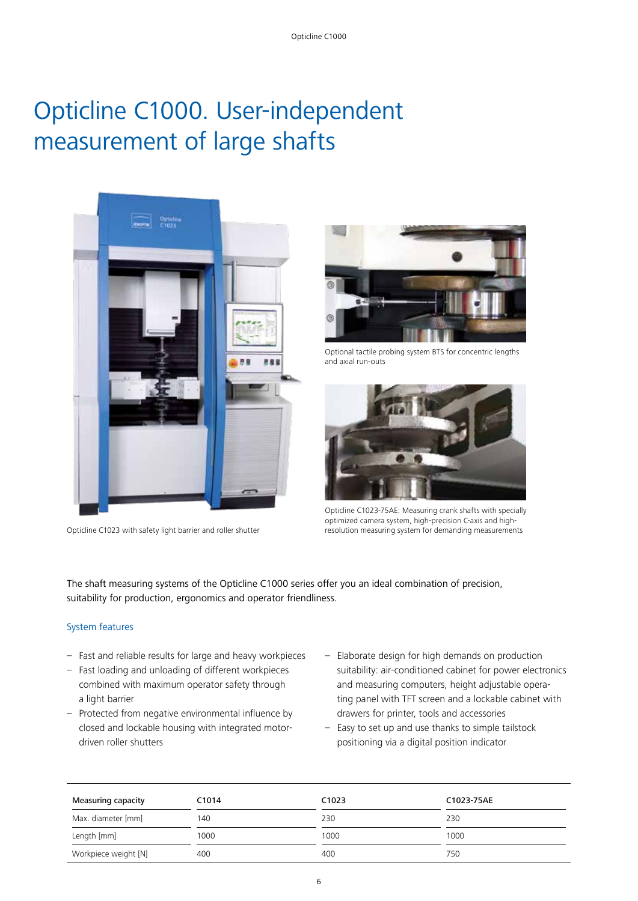# Opticline C1000. User-independent measurement of large shafts

Optional tactile probing system BTS for concentric lengths and axial run-outs

Opticline C1023-75AE: Measuring crank shafts with specially optimized camera system, high-precision C-axis and high-resolution measuring system for demanding measurements

Opticline C1023 with safety light barrier and roller shutter

The shaft measuring systems of the Opticline C1000 series offer you an ideal combination of precision, suitability for production, ergonomics and operator friendliness.

## System features

- Fast and reliable results for large and heavy workpieces
- Fast loading and unloading of different workpieces combined with maximum operator safety through a light barrier
- Protected from negative environmental influence by closed and lockable housing with integrated motor-driven roller shutters
- Elaborate design for high demands on production suitability: air-conditioned cabinet for power electronics and measuring computers, height adjustable operating panel with TFT screen and a lockable cabinet with drawers for printer, tools and accessories
- Easy to set up and use thanks to simple tailstock positioning via a digital position indicator

| Measuring capacity | C1014 | C1023 | C1023-75AE |
|---|---|---|---|
| Max. diameter [mm] | 140 | 230 | 230 |
| Length [mm] | 1000 | 1000 | 1000 |
| Workpiece weight [N] | 400 | 400 | 750 |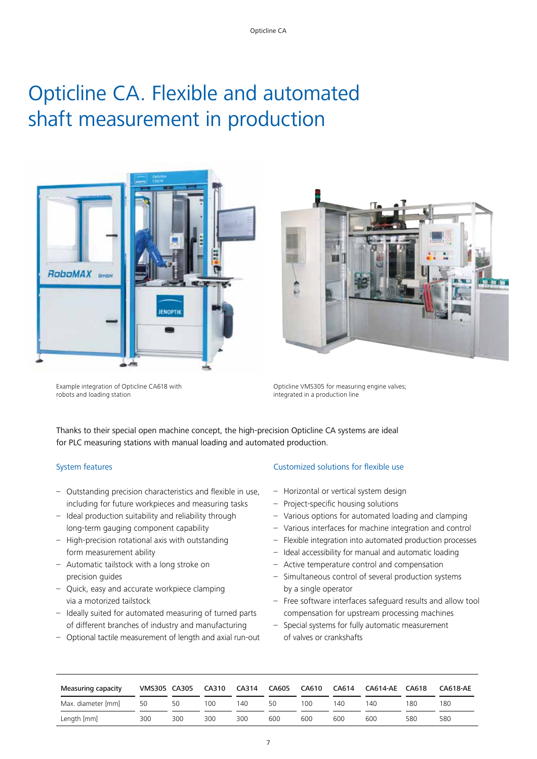# Opticline CA. Flexible and automated shaft measurement in production

Example integration of Opticline CA618 with robots and loading station

Opticline VMS305 for measuring engine valves; integrated in a production line

Thanks to their special open machine concept, the high-precision Opticline CA systems are ideal for PLC measuring stations with manual loading and automated production.

## System features

- Outstanding precision characteristics and flexible in use, including for future workpieces and measuring tasks
- Ideal production suitability and reliability through long-term gauging component capability
- High-precision rotational axis with outstanding form measurement ability
- Automatic tailstock with a long stroke on precision guides
- Quick, easy and accurate workpiece clamping via a motorized tailstock
- Ideally suited for automated measuring of turned parts of different branches of industry and manufacturing
- Optional tactile measurement of length and axial run-out

## Customized solutions for flexible use

- Horizontal or vertical system design
- Project-specific housing solutions
- Various options for automated loading and clamping
- Various interfaces for machine integration and control
- Flexible integration into automated production processes
- Ideal accessibility for manual and automatic loading
- Active temperature control and compensation
- Simultaneous control of several production systems by a single operator
- Free software interfaces safeguard results and allow tool compensation for upstream processing machines
- Special systems for fully automatic measurement of valves or crankshafts

| Measuring capacity | VMS305 | CA305 | CA310 | CA314 | CA605 | CA610 | CA614 | CA614-AE | CA618 | CA618-AE |
|---|---|---|---|---|---|---|---|---|---|---|
| Max. diameter [mm] | 50 | 50 | 100 | 140 | 50 | 100 | 140 | 140 | 180 | 180 |
| Length [mm] | 300 | 300 | 300 | 300 | 600 | 600 | 600 | 600 | 580 | 580 |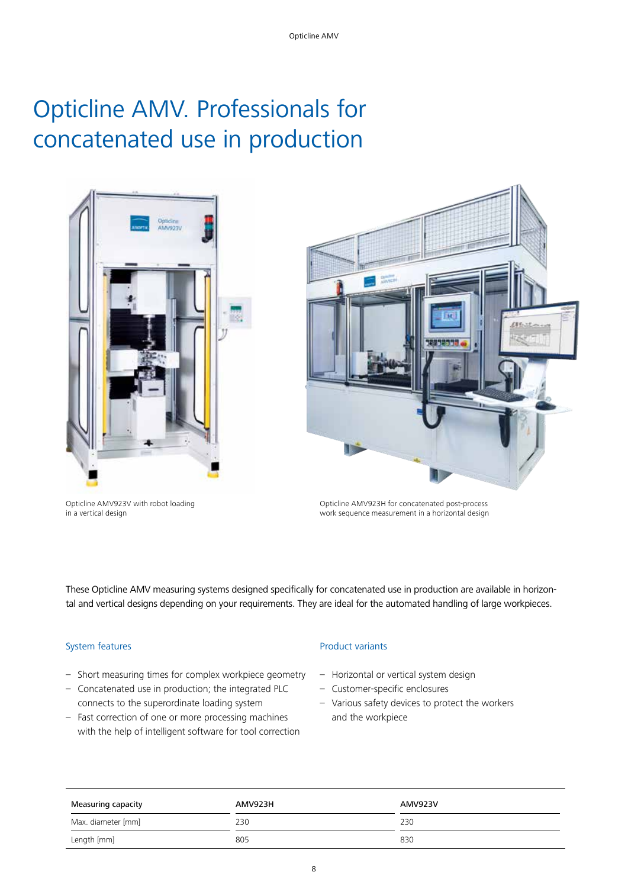# Opticline AMV. Professionals for concatenated use in production

Opticline AMV923V with robot loading in a vertical design

Opticline AMV923H for concatenated post-process work sequence measurement in a horizontal design

These Opticline AMV measuring systems designed specifically for concatenated use in production are available in horizontal and vertical designs depending on your requirements. They are ideal for the automated handling of large workpieces.

### System features

- Short measuring times for complex workpiece geometry
- Concatenated use in production; the integrated PLC connects to the superordinate loading system
- Fast correction of one or more processing machines with the help of intelligent software for tool correction

### Product variants

- Horizontal or vertical system design
- Customer-specific enclosures
- Various safety devices to protect the workers and the workpiece

| Measuring capacity | AMV923H | AMV923V |
|---|---|---|
| Max. diameter [mm] | 230 | 230 |
| Length [mm] | 805 | 830 |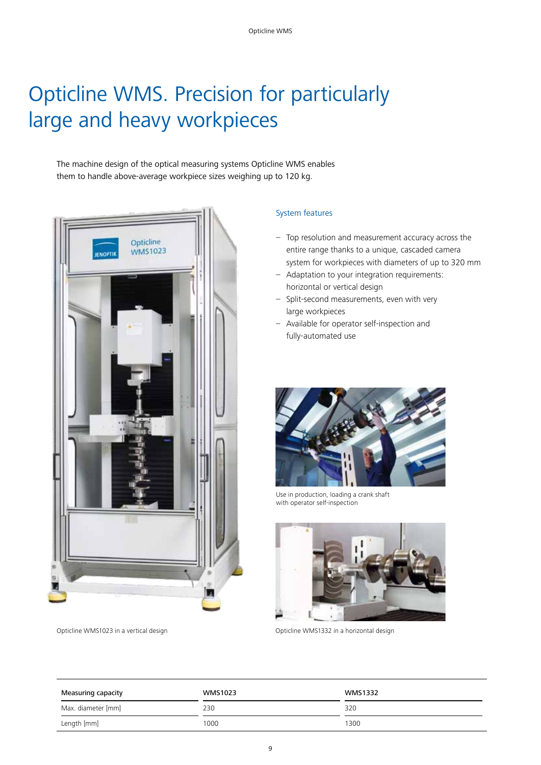# Opticline WMS. Precision for particularly large and heavy workpieces

The machine design of the optical measuring systems Opticline WMS enables them to handle above-average workpiece sizes weighing up to 120 kg.

### System features

- Top resolution and measurement accuracy across the entire range thanks to a unique, cascaded camera system for workpieces with diameters of up to 320 mm
- Adaptation to your integration requirements: horizontal or vertical design
- Split-second measurements, even with very large workpieces
- Available for operator self-inspection and fully-automated use

Use in production, loading a crank shaft with operator self-inspection

Opticline WMS1023 in a vertical design

Opticline WMS1332 in a horizontal design

| Measuring capacity | WMS1023 | WMS1332 |
| --- | --- | --- |
| Max. diameter [mm] | 230 | 320 |
| Length [mm] | 1000 | 1300 |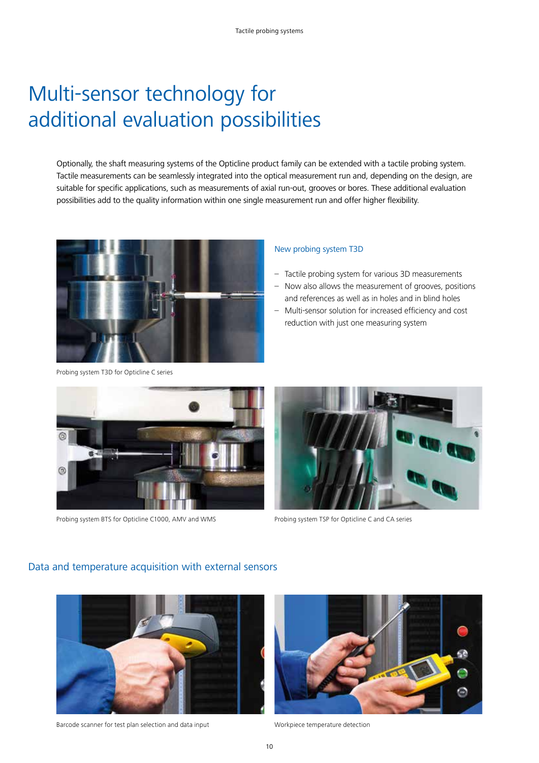# Multi-sensor technology for additional evaluation possibilities

Optionally, the shaft measuring systems of the Opticline product family can be extended with a tactile probing system. Tactile measurements can be seamlessly integrated into the optical measurement run and, depending on the design, are suitable for specific applications, such as measurements of axial run-out, grooves or bores. These additional evaluation possibilities add to the quality information within one single measurement run and offer higher flexibility.

Probing system T3D for Opticline C series

### New probing system T3D

- Tactile probing system for various 3D measurements
- Now also allows the measurement of grooves, positions and references as well as in holes and in blind holes
- Multi-sensor solution for increased efficiency and cost reduction with just one measuring system

Probing system BTS for Opticline C1000, AMV and WMS

Probing system TSP for Opticline C and CA series

## Data and temperature acquisition with external sensors

Barcode scanner for test plan selection and data input

Workpiece temperature detection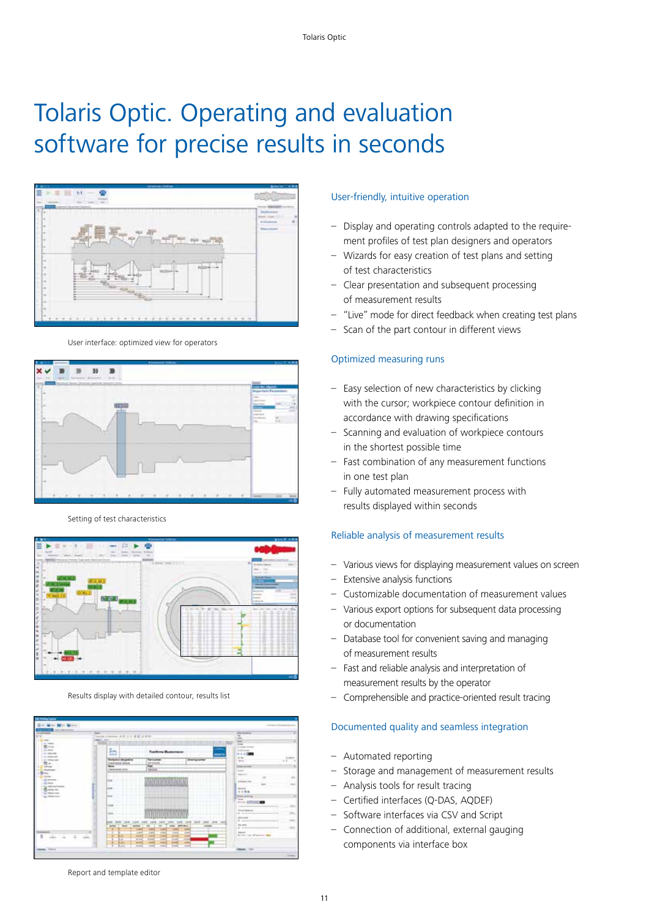# Tolaris Optic. Operating and evaluation software for precise results in seconds

User interface: optimized view for operators

Setting of test characteristics

Results display with detailed contour, results list

Report and template editor

## User-friendly, intuitive operation

- Display and operating controls adapted to the requirement profiles of test plan designers and operators
- Wizards for easy creation of test plans and setting of test characteristics
- Clear presentation and subsequent processing of measurement results
- "Live" mode for direct feedback when creating test plans
- Scan of the part contour in different views

## Optimized measuring runs

- Easy selection of new characteristics by clicking with the cursor; workpiece contour definition in accordance with drawing specifications
- Scanning and evaluation of workpiece contours in the shortest possible time
- Fast combination of any measurement functions in one test plan
- Fully automated measurement process with results displayed within seconds

## Reliable analysis of measurement results

- Various views for displaying measurement values on screen
- Extensive analysis functions
- Customizable documentation of measurement values
- Various export options for subsequent data processing or documentation
- Database tool for convenient saving and managing of measurement results
- Fast and reliable analysis and interpretation of measurement results by the operator
- Comprehensible and practice-oriented result tracing

## Documented quality and seamless integration

- Automated reporting
- Storage and management of measurement results
- Analysis tools for result tracing
- Certified interfaces (Q-DAS, AQDEF)
- Software interfaces via CSV and Script
- Connection of additional, external gauging components via interface box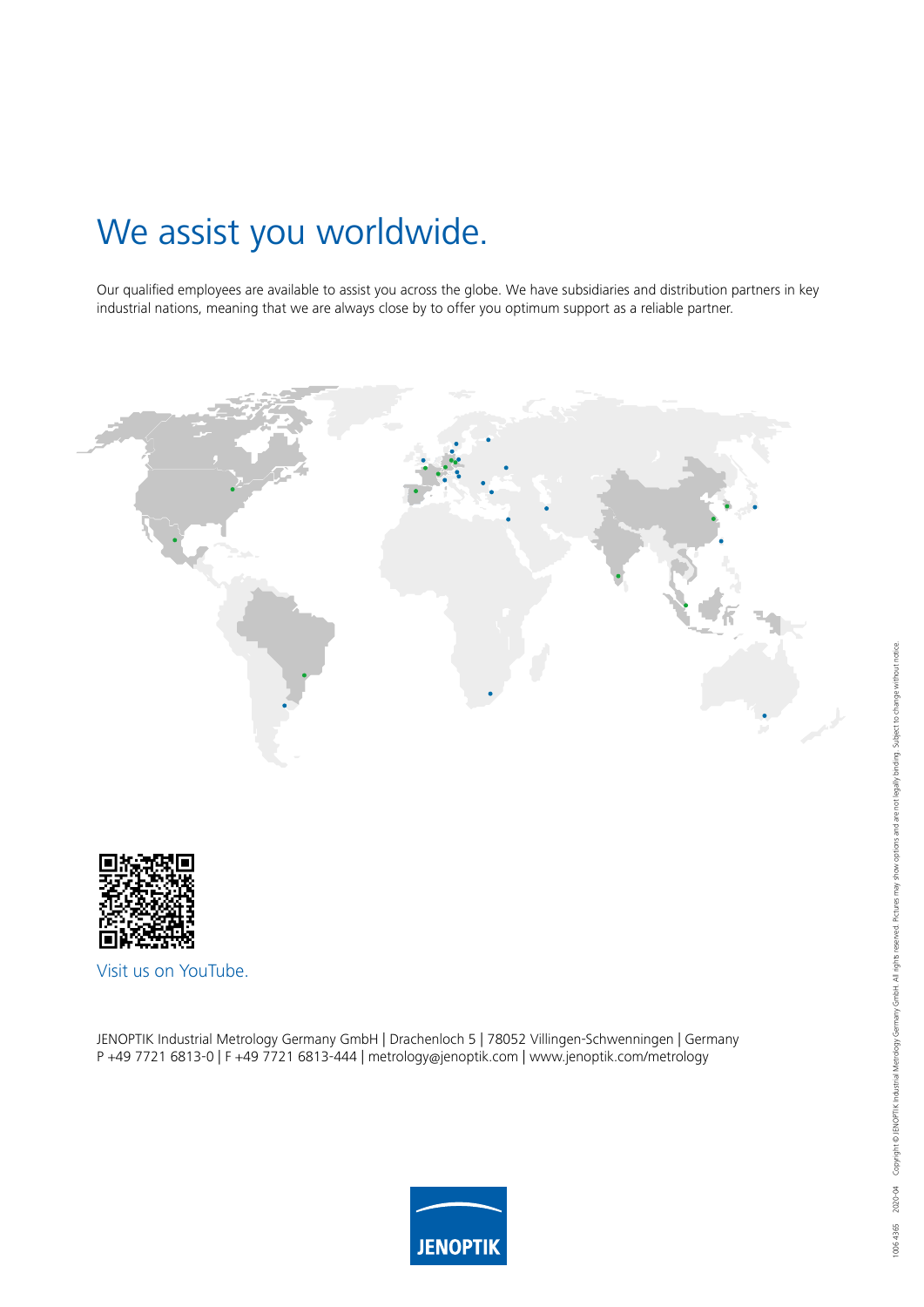# We assist you worldwide.

Our qualified employees are available to assist you across the globe. We have subsidiaries and distribution partners in key industrial nations, meaning that we are always close by to offer you optimum support as a reliable partner.

Visit us on YouTube.

JENOPTIK Industrial Metrology Germany GmbH | Drachenloch 5 | 78052 Villingen-Schwenningen | Germany
P +49 7721 6813-0 | F +49 7721 6813-444 | metrology@jenoptik.com | www.jenoptik.com/metrology

JENOPTIK

1006 4365    2020-04    Copyright © JENOPTIK Industrial Metrology Germany GmbH. All rights reserved. Pictures may show options and are not legally binding. Subject to change without notice.